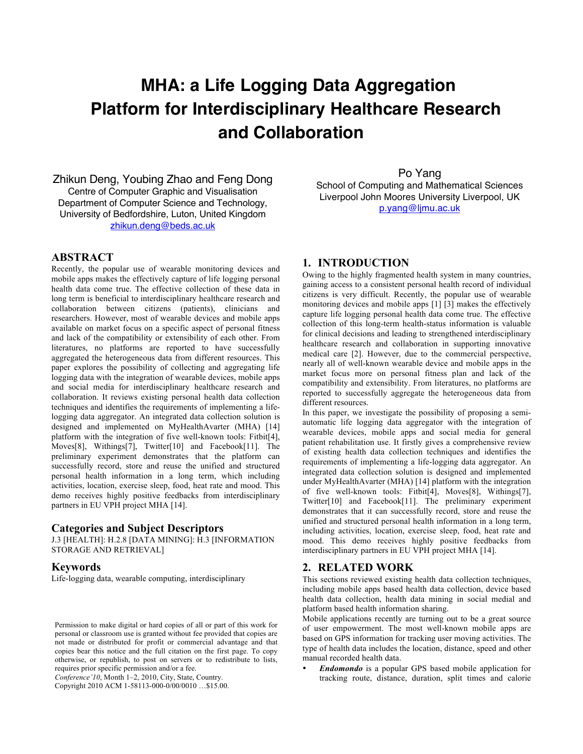# MHA: a Life Logging Data Aggregation Platform for Interdisciplinary Healthcare Research and Collaboration

Zhikun Deng, Youbing Zhao and Feng Dong
Centre of Computer Graphic and Visualisation
Department of Computer Science and Technology,
University of Bedfordshire, Luton, United Kingdom
zhikun.deng@beds.ac.uk

Po Yang
School of Computing and Mathematical Sciences
Liverpool John Moores University Liverpool, UK
p.yang@ljmu.ac.uk

## ABSTRACT

Recently, the popular use of wearable monitoring devices and mobile apps makes the effectively capture of life logging personal health data come true. The effective collection of these data in long term is beneficial to interdisciplinary healthcare research and collaboration between citizens (patients), clinicians and researchers. However, most of wearable devices and mobile apps available on market focus on a specific aspect of personal fitness and lack of the compatibility or extensibility of each other. From literatures, no platforms are reported to have successfully aggregated the heterogeneous data from different resources. This paper explores the possibility of collecting and aggregating life logging data with the integration of wearable devices, mobile apps and social media for interdisciplinary healthcare research and collaboration. It reviews existing personal health data collection techniques and identifies the requirements of implementing a life-logging data aggregator. An integrated data collection solution is designed and implemented on MyHealthAvarter (MHA) [14] platform with the integration of five well-known tools: Fitbit[4], Moves[8], Withings[7], Twitter[10] and Facebook[11]. The preliminary experiment demonstrates that the platform can successfully record, store and reuse the unified and structured personal health information in a long term, which including activities, location, exercise sleep, food, heat rate and mood. This demo receives highly positive feedbacks from interdisciplinary partners in EU VPH project MHA [14].

## Categories and Subject Descriptors

J.3 [HEALTH]: H.2.8 [DATA MINING]: H.3 [INFORMATION STORAGE AND RETRIEVAL]

## Keywords

Life-logging data, wearable computing, interdisciplinary

Permission to make digital or hard copies of all or part of this work for personal or classroom use is granted without fee provided that copies are not made or distributed for profit or commercial advantage and that copies bear this notice and the full citation on the first page. To copy otherwise, or republish, to post on servers or to redistribute to lists, requires prior specific permission and/or a fee.
*Conference'10*, Month 1–2, 2010, City, State, Country.
Copyright 2010 ACM 1-58113-000-0/00/0010 …$15.00.

## 1. INTRODUCTION

Owing to the highly fragmented health system in many countries, gaining access to a consistent personal health record of individual citizens is very difficult. Recently, the popular use of wearable monitoring devices and mobile apps [1] [3] makes the effectively capture life logging personal health data come true. The effective collection of this long-term health-status information is valuable for clinical decisions and leading to strengthened interdisciplinary healthcare research and collaboration in supporting innovative medical care [2]. However, due to the commercial perspective, nearly all of well-known wearable device and mobile apps in the market focus more on personal fitness plan and lack of the compatibility and extensibility. From literatures, no platforms are reported to successfully aggregate the heterogeneous data from different resources.

In this paper, we investigate the possibility of proposing a semi-automatic life logging data aggregator with the integration of wearable devices, mobile apps and social media for general patient rehabilitation use. It firstly gives a comprehensive review of existing health data collection techniques and identifies the requirements of implementing a life-logging data aggregator. An integrated data collection solution is designed and implemented under MyHealthAvarter (MHA) [14] platform with the integration of five well-known tools: Fitbit[4], Moves[8], Withings[7], Twitter[10] and Facebook[11]. The preliminary experiment demonstrates that it can successfully record, store and reuse the unified and structured personal health information in a long term, including activities, location, exercise sleep, food, heat rate and mood. This demo receives highly positive feedbacks from interdisciplinary partners in EU VPH project MHA [14].

## 2. RELATED WORK

This sections reviewed existing health data collection techniques, including mobile apps based health data collection, device based health data collection, health data mining in social medial and platform based health information sharing.

Mobile applications recently are turning out to be a great source of user empowerment. The most well-known mobile apps are based on GPS information for tracking user moving activities. The type of health data includes the location, distance, speed and other manual recorded health data.

- ***Endomondo*** is a popular GPS based mobile application for tracking route, distance, duration, split times and calorie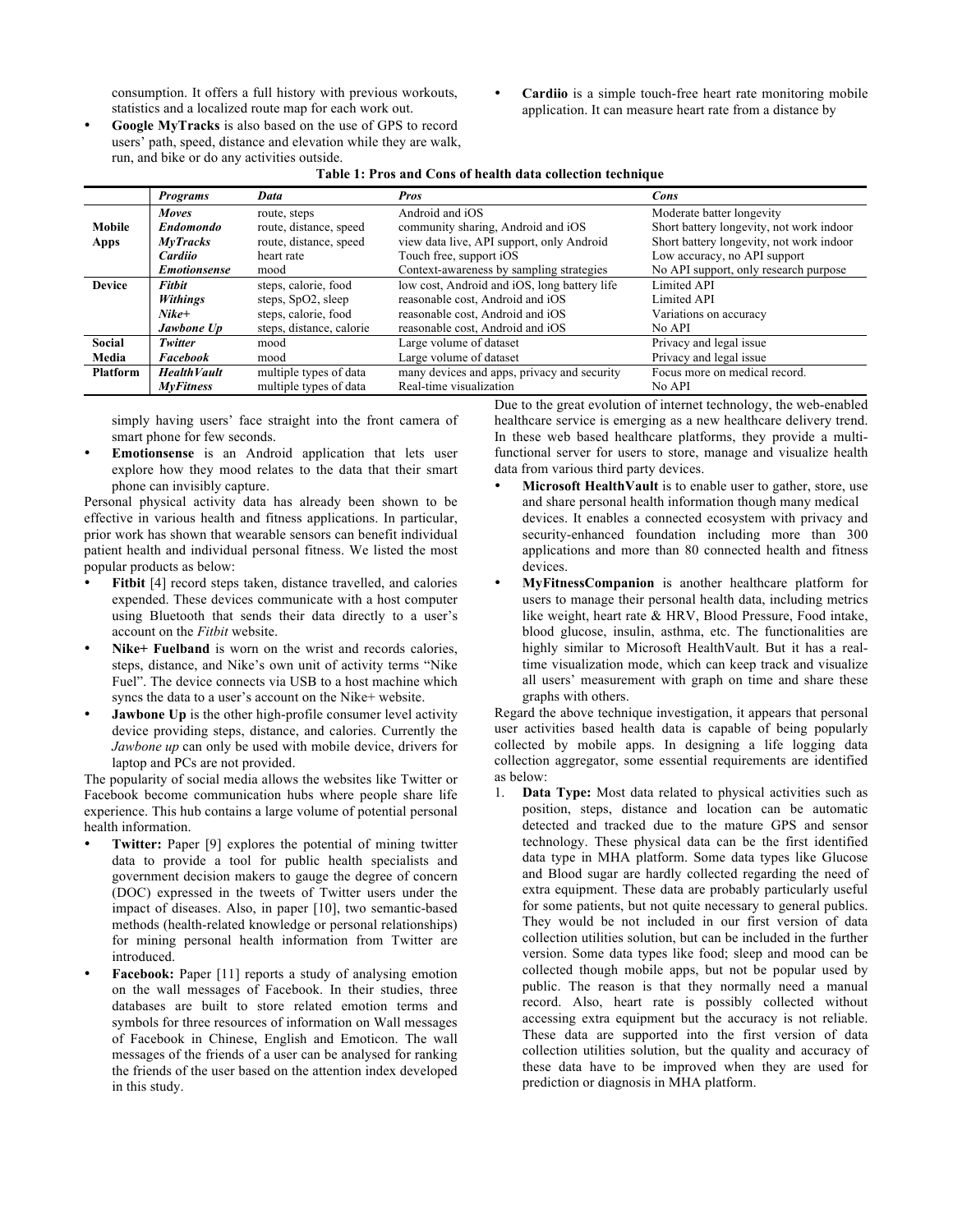consumption. It offers a full history with previous workouts, statistics and a localized route map for each work out.

- **Google MyTracks** is also based on the use of GPS to record users' path, speed, distance and elevation while they are walk, run, and bike or do any activities outside.
- **Cardiio** is a simple touch-free heart rate monitoring mobile application. It can measure heart rate from a distance by simply having users' face straight into the front camera of smart phone for few seconds.
- **Emotionsense** is an Android application that lets user explore how they mood relates to the data that their smart phone can invisibly capture.

**Table 1: Pros and Cons of health data collection technique**

| | *Programs* | *Data* | *Pros* | *Cons* |
|---|---|---|---|---|
| **Mobile Apps** | ***Moves*** | route, steps | Android and iOS | Moderate batter longevity |
| | ***Endomondo*** | route, distance, speed | community sharing, Android and iOS | Short battery longevity, not work indoor |
| | ***MyTracks*** | route, distance, speed | view data live, API support, only Android | Short battery longevity, not work indoor |
| | ***Cardiio*** | heart rate | Touch free, support iOS | Low accuracy, no API support |
| | ***Emotionsense*** | mood | Context-awareness by sampling strategies | No API support, only research purpose |
| **Device** | ***Fitbit*** | steps, calorie, food | low cost, Android and iOS, long battery life | Limited API |
| | ***Withings*** | steps, SpO2, sleep | reasonable cost, Android and iOS | Limited API |
| | ***Nike+*** | steps, calorie, food | reasonable cost, Android and iOS | Variations on accuracy |
| | ***Jawbone Up*** | steps, distance, calorie | reasonable cost, Android and iOS | No API |
| **Social Media** | ***Twitter*** | mood | Large volume of dataset | Privacy and legal issue |
| | ***Facebook*** | mood | Large volume of dataset | Privacy and legal issue |
| **Platform** | ***HealthVault*** | multiple types of data | many devices and apps, privacy and security | Focus more on medical record. |
| | ***MyFitness*** | multiple types of data | Real-time visualization | No API |

Personal physical activity data has already been shown to be effective in various health and fitness applications. In particular, prior work has shown that wearable sensors can benefit individual patient health and individual personal fitness. We listed the most popular products as below:

- **Fitbit** [4] record steps taken, distance travelled, and calories expended. These devices communicate with a host computer using Bluetooth that sends their data directly to a user's account on the *Fitbit* website.
- **Nike+ Fuelband** is worn on the wrist and records calories, steps, distance, and Nike's own unit of activity terms "Nike Fuel". The device connects via USB to a host machine which syncs the data to a user's account on the Nike+ website.
- **Jawbone Up** is the other high-profile consumer level activity device providing steps, distance, and calories. Currently the *Jawbone up* can only be used with mobile device, drivers for laptop and PCs are not provided.

The popularity of social media allows the websites like Twitter or Facebook become communication hubs where people share life experience. This hub contains a large volume of potential personal health information.

- **Twitter:** Paper [9] explores the potential of mining twitter data to provide a tool for public health specialists and government decision makers to gauge the degree of concern (DOC) expressed in the tweets of Twitter users under the impact of diseases. Also, in paper [10], two semantic-based methods (health-related knowledge or personal relationships) for mining personal health information from Twitter are introduced.
- **Facebook:** Paper [11] reports a study of analysing emotion on the wall messages of Facebook. In their studies, three databases are built to store related emotion terms and symbols for three resources of information on Wall messages of Facebook in Chinese, English and Emoticon. The wall messages of the friends of a user can be analysed for ranking the friends of the user based on the attention index developed in this study.

Due to the great evolution of internet technology, the web-enabled healthcare service is emerging as a new healthcare delivery trend. In these web based healthcare platforms, they provide a multi-functional server for users to store, manage and visualize health data from various third party devices.

- **Microsoft HealthVault** is to enable user to gather, store, use and share personal health information though many medical devices. It enables a connected ecosystem with privacy and security-enhanced foundation including more than 300 applications and more than 80 connected health and fitness devices.
- **MyFitnessCompanion** is another healthcare platform for users to manage their personal health data, including metrics like weight, heart rate & HRV, Blood Pressure, Food intake, blood glucose, insulin, asthma, etc. The functionalities are highly similar to Microsoft HealthVault. But it has a real-time visualization mode, which can keep track and visualize all users' measurement with graph on time and share these graphs with others.

Regard the above technique investigation, it appears that personal user activities based health data is capable of being popularly collected by mobile apps. In designing a life logging data collection aggregator, some essential requirements are identified as below:

1. **Data Type:** Most data related to physical activities such as position, steps, distance and location can be automatic detected and tracked due to the mature GPS and sensor technology. These physical data can be the first identified data type in MHA platform. Some data types like Glucose and Blood sugar are hardly collected regarding the need of extra equipment. These data are probably particularly useful for some patients, but not quite necessary to general publics. They would be not included in our first version of data collection utilities solution, but can be included in the further version. Some data types like food; sleep and mood can be collected though mobile apps, but not be popular used by public. The reason is that they normally need a manual record. Also, heart rate is possibly collected without accessing extra equipment but the accuracy is not reliable. These data are supported into the first version of data collection utilities solution, but the quality and accuracy of these data have to be improved when they are used for prediction or diagnosis in MHA platform.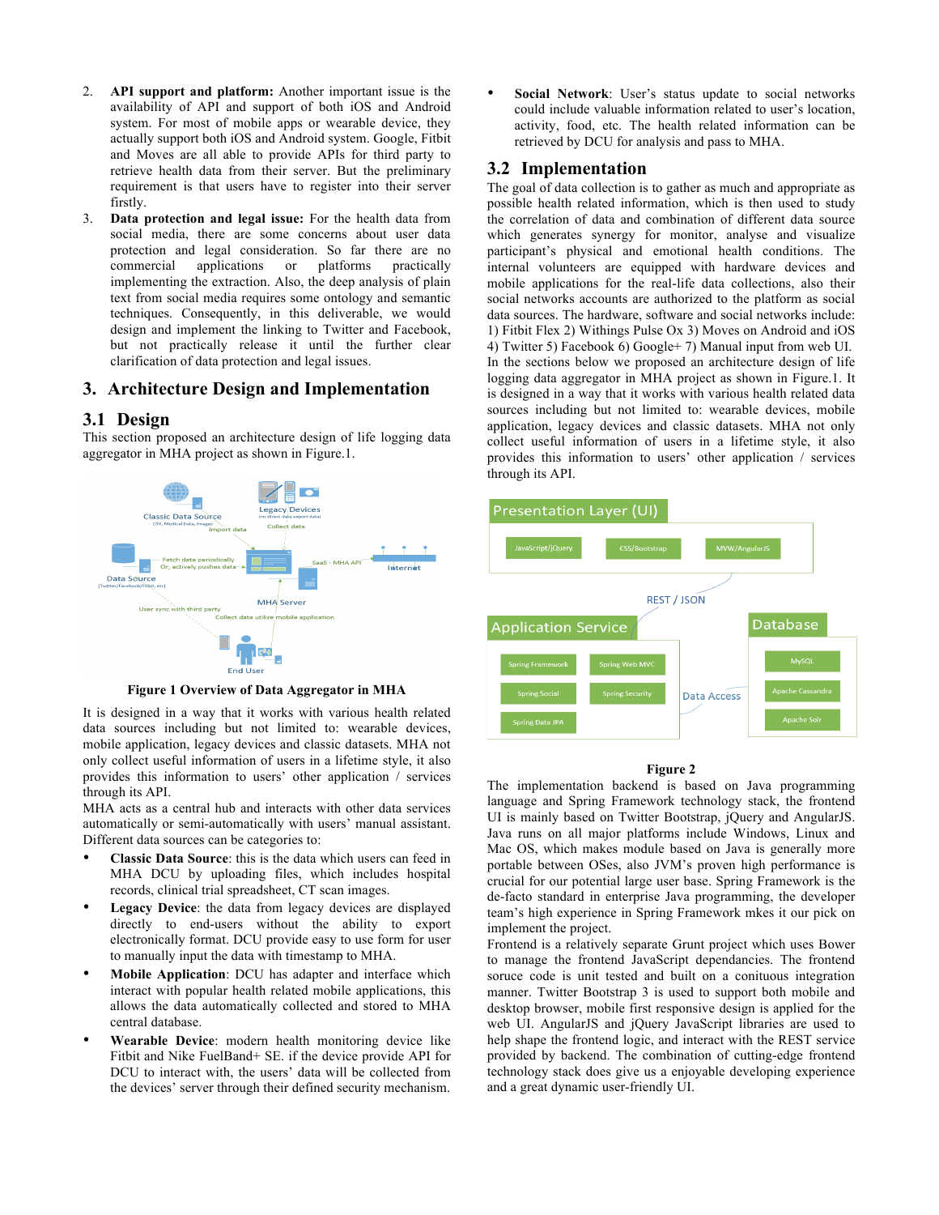2. **API support and platform:** Another important issue is the availability of API and support of both iOS and Android system. For most of mobile apps or wearable device, they actually support both iOS and Android system. Google, Fitbit and Moves are all able to provide APIs for third party to retrieve health data from their server. But the preliminary requirement is that users have to register into their server firstly.
3. **Data protection and legal issue:** For the health data from social media, there are some concerns about user data protection and legal consideration. So far there are no commercial applications or platforms practically implementing the extraction. Also, the deep analysis of plain text from social media requires some ontology and semantic techniques. Consequently, in this deliverable, we would design and implement the linking to Twitter and Facebook, but not practically release it until the further clear clarification of data protection and legal issues.

# 3. Architecture Design and Implementation

## 3.1 Design

This section proposed an architecture design of life logging data aggregator in MHA project as shown in Figure.1.

**Figure 1 Overview of Data Aggregator in MHA**

It is designed in a way that it works with various health related data sources including but not limited to: wearable devices, mobile application, legacy devices and classic datasets. MHA not only collect useful information of users in a lifetime style, it also provides this information to users' other application / services through its API.

MHA acts as a central hub and interacts with other data services automatically or semi-automatically with users' manual assistant. Different data sources can be categories to:

- **Classic Data Source**: this is the data which users can feed in MHA DCU by uploading files, which includes hospital records, clinical trial spreadsheet, CT scan images.
- **Legacy Device**: the data from legacy devices are displayed directly to end-users without the ability to export electronically format. DCU provide easy to use form for user to manually input the data with timestamp to MHA.
- **Mobile Application**: DCU has adapter and interface which interact with popular health related mobile applications, this allows the data automatically collected and stored to MHA central database.
- **Wearable Device**: modern health monitoring device like Fitbit and Nike FuelBand+ SE. if the device provide API for DCU to interact with, the users' data will be collected from the devices' server through their defined security mechanism.
- **Social Network**: User's status update to social networks could include valuable information related to user's location, activity, food, etc. The health related information can be retrieved by DCU for analysis and pass to MHA.

## 3.2 Implementation

The goal of data collection is to gather as much and appropriate as possible health related information, which is then used to study the correlation of data and combination of different data source which generates synergy for monitor, analyse and visualize participant's physical and emotional health conditions. The internal volunteers are equipped with hardware devices and mobile applications for the real-life data collections, also their social networks accounts are authorized to the platform as social data sources. The hardware, software and social networks include: 1) Fitbit Flex 2) Withings Pulse Ox 3) Moves on Android and iOS 4) Twitter 5) Facebook 6) Google+ 7) Manual input from web UI.

In the sections below we proposed an architecture design of life logging data aggregator in MHA project as shown in Figure.1. It is designed in a way that it works with various health related data sources including but not limited to: wearable devices, mobile application, legacy devices and classic datasets. MHA not only collect useful information of users in a lifetime style, it also provides this information to users' other application / services through its API.

**Figure 2**

The implementation backend is based on Java programming language and Spring Framework technology stack, the frontend UI is mainly based on Twitter Bootstrap, jQuery and AngularJS. Java runs on all major platforms include Windows, Linux and Mac OS, which makes module based on Java is generally more portable between OSes, also JVM's proven high performance is crucial for our potential large user base. Spring Framework is the de-facto standard in enterprise Java programming, the developer team's high experience in Spring Framework mkes it our pick on implement the project.

Frontend is a relatively separate Grunt project which uses Bower to manage the frontend JavaScript dependancies. The frontend soruce code is unit tested and built on a conituous integration manner. Twitter Bootstrap 3 is used to support both mobile and desktop browser, mobile first responsive design is applied for the web UI. AngularJS and jQuery JavaScript libraries are used to help shape the frontend logic, and interact with the REST service provided by backend. The combination of cutting-edge frontend technology stack does give us a enjoyable developing experience and a great dynamic user-friendly UI.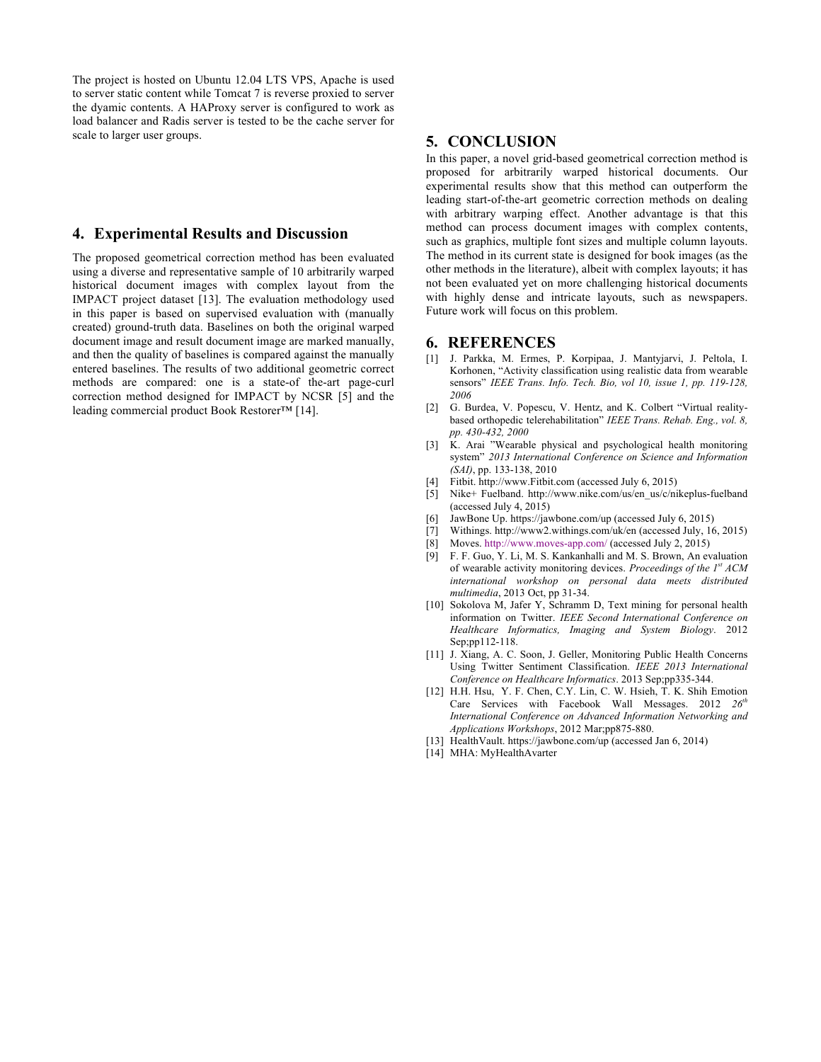The project is hosted on Ubuntu 12.04 LTS VPS, Apache is used to server static content while Tomcat 7 is reverse proxied to server the dyamic contents. A HAProxy server is configured to work as load balancer and Radis server is tested to be the cache server for scale to larger user groups.

## 4. Experimental Results and Discussion

The proposed geometrical correction method has been evaluated using a diverse and representative sample of 10 arbitrarily warped historical document images with complex layout from the IMPACT project dataset [13]. The evaluation methodology used in this paper is based on supervised evaluation with (manually created) ground-truth data. Baselines on both the original warped document image and result document image are marked manually, and then the quality of baselines is compared against the manually entered baselines. The results of two additional geometric correct methods are compared: one is a state-of the-art page-curl correction method designed for IMPACT by NCSR [5] and the leading commercial product Book Restorer™ [14].

## 5. CONCLUSION

In this paper, a novel grid-based geometrical correction method is proposed for arbitrarily warped historical documents. Our experimental results show that this method can outperform the leading start-of-the-art geometric correction methods on dealing with arbitrary warping effect. Another advantage is that this method can process document images with complex contents, such as graphics, multiple font sizes and multiple column layouts. The method in its current state is designed for book images (as the other methods in the literature), albeit with complex layouts; it has not been evaluated yet on more challenging historical documents with highly dense and intricate layouts, such as newspapers. Future work will focus on this problem.

## 6. REFERENCES

[1] J. Parkka, M. Ermes, P. Korpipaa, J. Mantyjarvi, J. Peltola, I. Korhonen, "Activity classification using realistic data from wearable sensors" *IEEE Trans. Info. Tech. Bio, vol 10, issue 1, pp. 119-128, 2006*

[2] G. Burdea, V. Popescu, V. Hentz, and K. Colbert "Virtual reality-based orthopedic telerehabilitation" *IEEE Trans. Rehab. Eng., vol. 8, pp. 430-432, 2000*

[3] K. Arai "Wearable physical and psychological health monitoring system" *2013 International Conference on Science and Information (SAI)*, pp. 133-138, 2010

[4] Fitbit. http://www.Fitbit.com (accessed July 6, 2015)

[5] Nike+ Fuelband. http://www.nike.com/us/en_us/c/nikeplus-fuelband (accessed July 4, 2015)

[6] JawBone Up. https://jawbone.com/up (accessed July 6, 2015)

[7] Withings. http://www2.withings.com/uk/en (accessed July, 16, 2015)

[8] Moves. http://www.moves-app.com/ (accessed July 2, 2015)

[9] F. F. Guo, Y. Li, M. S. Kankanhalli and M. S. Brown, An evaluation of wearable activity monitoring devices. *Proceedings of the 1st ACM international workshop on personal data meets distributed multimedia*, 2013 Oct, pp 31-34.

[10] Sokolova M, Jafer Y, Schramm D, Text mining for personal health information on Twitter. *IEEE Second International Conference on Healthcare Informatics, Imaging and System Biology*. 2012 Sep;pp112-118.

[11] J. Xiang, A. C. Soon, J. Geller, Monitoring Public Health Concerns Using Twitter Sentiment Classification. *IEEE 2013 International Conference on Healthcare Informatics*. 2013 Sep;pp335-344.

[12] H.H. Hsu, Y. F. Chen, C.Y. Lin, C. W. Hsieh, T. K. Shih Emotion Care Services with Facebook Wall Messages. 2012 *26th International Conference on Advanced Information Networking and Applications Workshops*, 2012 Mar;pp875-880.

[13] HealthVault. https://jawbone.com/up (accessed Jan 6, 2014)

[14] MHA: MyHealthAvarter